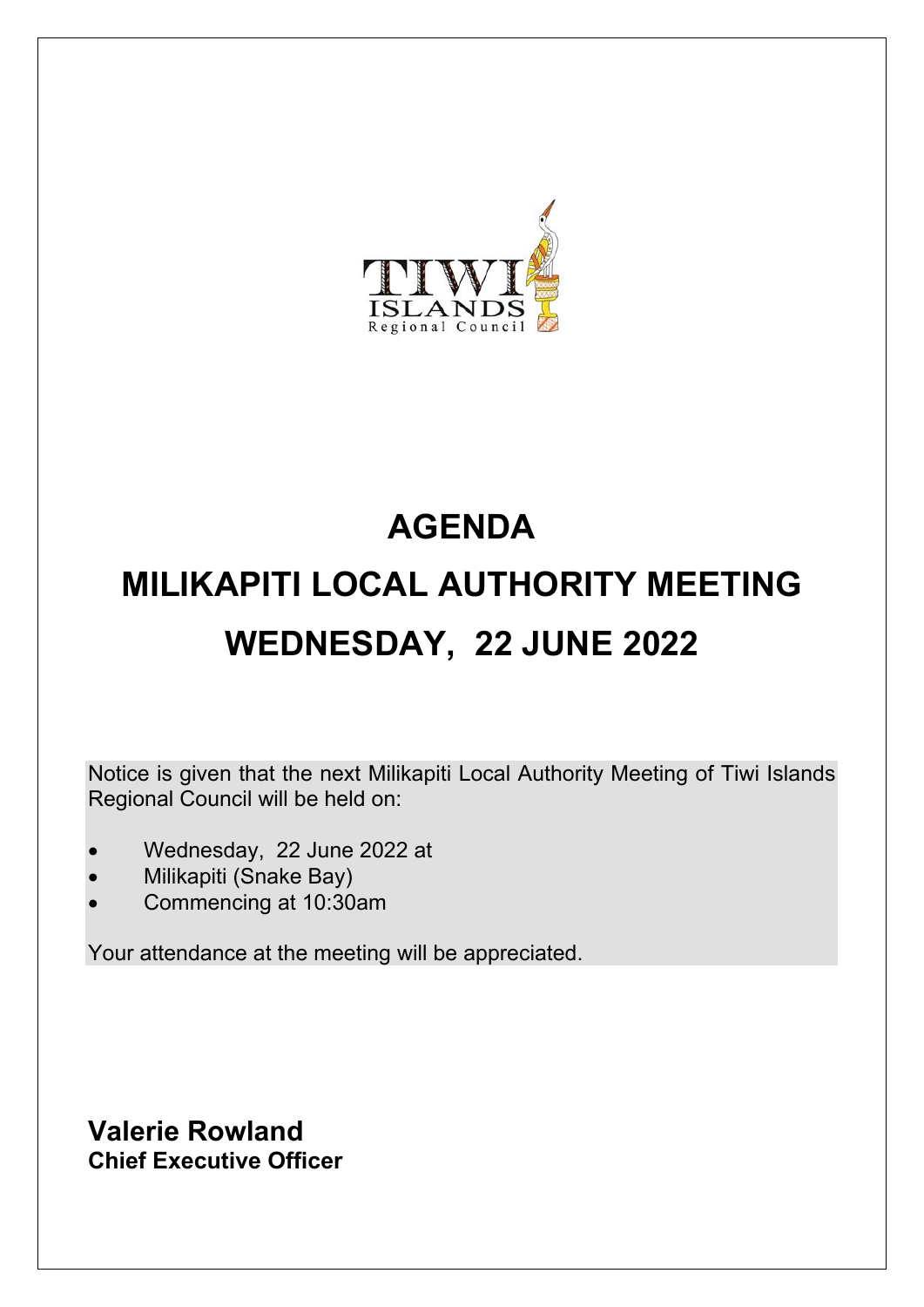# AGENDA

# MILIKAPITI LOCAL AUTHORITY MEETING

# WEDNESDAY, 22 JUNE 2022

Notice is given that the next Milikapiti Local Authority Meeting of Tiwi Islands Regional Council will be held on:

- Wednesday, 22 June 2022 at
- Milikapiti (Snake Bay)
- Commencing at 10:30am

Your attendance at the meeting will be appreciated.

**Valerie Rowland**
**Chief Executive Officer**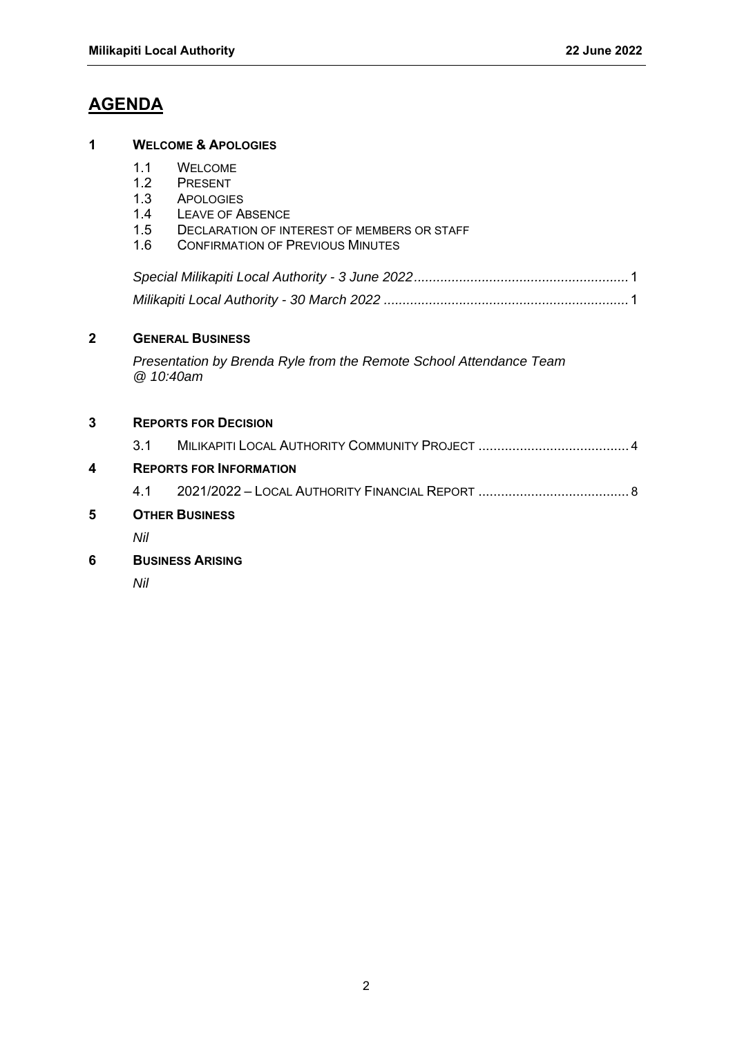# AGENDA

**1 WELCOME & APOLOGIES**

- 1.1 WELCOME
- 1.2 PRESENT
- 1.3 APOLOGIES
- 1.4 LEAVE OF ABSENCE
- 1.5 DECLARATION OF INTEREST OF MEMBERS OR STAFF
- 1.6 CONFIRMATION OF PREVIOUS MINUTES

*Special Milikapiti Local Authority - 3 June 2022*........................................................1

*Milikapiti Local Authority - 30 March 2022* ................................................................1

**2 GENERAL BUSINESS**

*Presentation by Brenda Ryle from the Remote School Attendance Team @ 10:40am*

**3 REPORTS FOR DECISION**

- 3.1 MILIKAPITI LOCAL AUTHORITY COMMUNITY PROJECT ........................................4

**4 REPORTS FOR INFORMATION**

- 4.1 2021/2022 – LOCAL AUTHORITY FINANCIAL REPORT ........................................8

**5 OTHER BUSINESS**

*Nil*

**6 BUSINESS ARISING**

*Nil*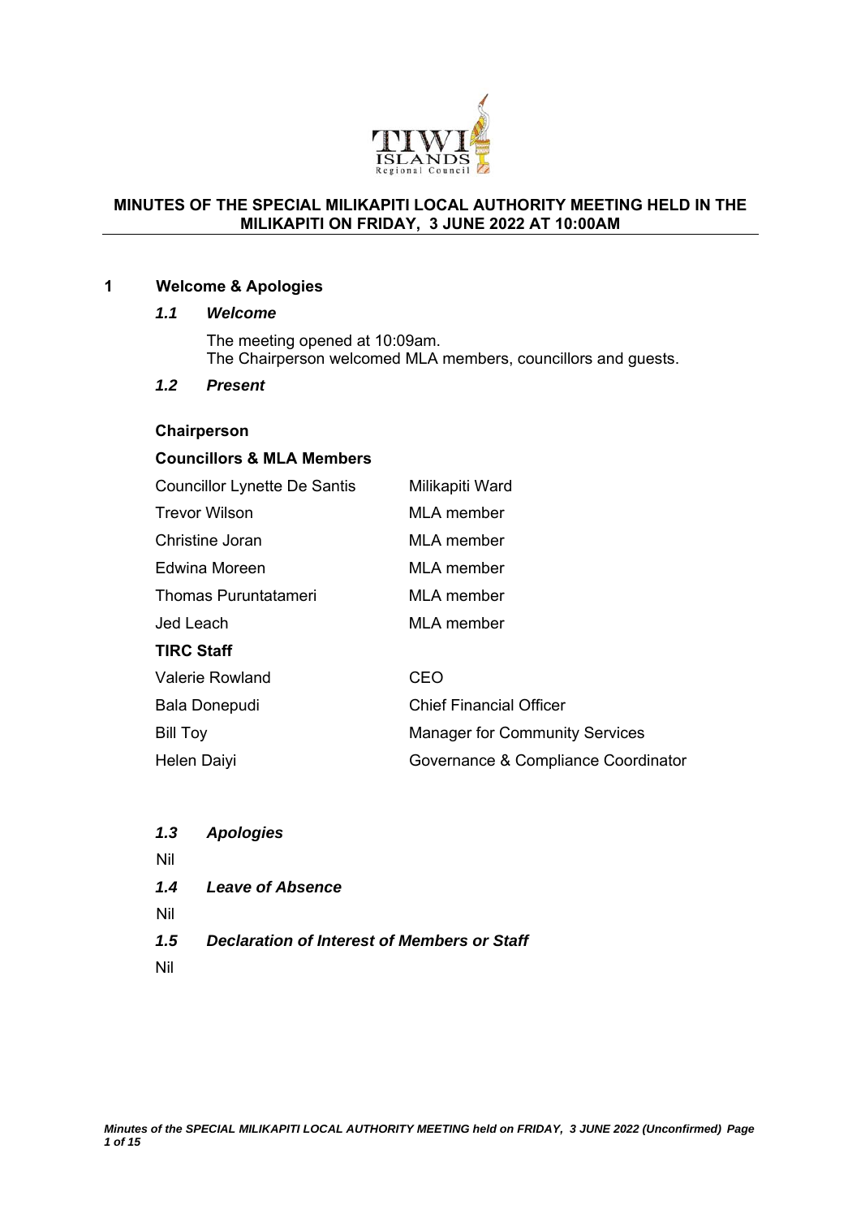# MINUTES OF THE SPECIAL MILIKAPITI LOCAL AUTHORITY MEETING HELD IN THE MILIKAPITI ON FRIDAY, 3 JUNE 2022 AT 10:00AM

## 1 Welcome & Apologies

### *1.1 Welcome*

The meeting opened at 10:09am.
The Chairperson welcomed MLA members, councillors and guests.

### *1.2 Present*

**Chairperson**

**Councillors & MLA Members**

| | |
|---|---|
| Councillor Lynette De Santis | Milikapiti Ward |
| Trevor Wilson | MLA member |
| Christine Joran | MLA member |
| Edwina Moreen | MLA member |
| Thomas Puruntatameri | MLA member |
| Jed Leach | MLA member |

**TIRC Staff**

| | |
|---|---|
| Valerie Rowland | CEO |
| Bala Donepudi | Chief Financial Officer |
| Bill Toy | Manager for Community Services |
| Helen Daiyi | Governance & Compliance Coordinator |

### *1.3 Apologies*

Nil

### *1.4 Leave of Absence*

Nil

### *1.5 Declaration of Interest of Members or Staff*

Nil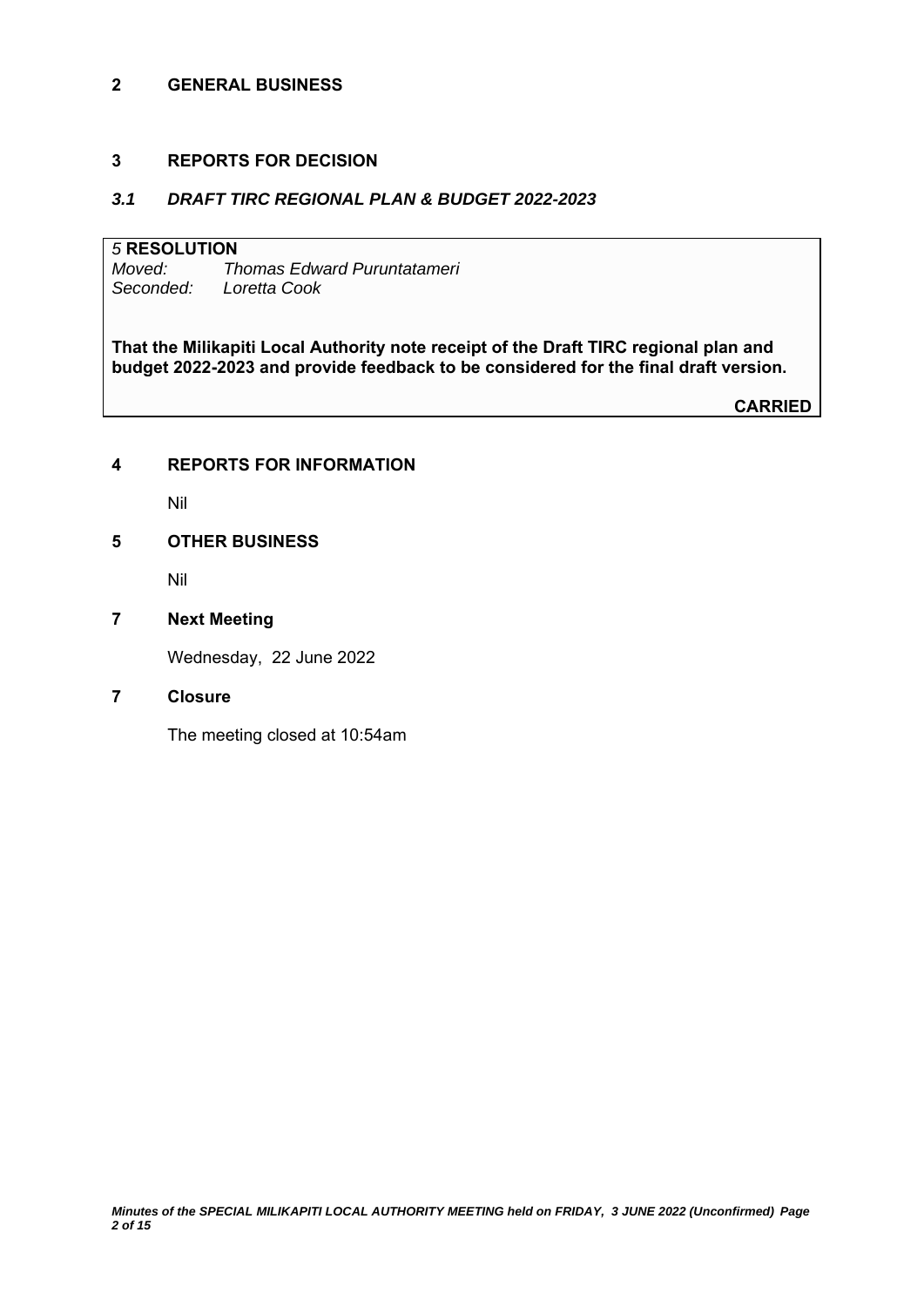## 2 GENERAL BUSINESS

## 3 REPORTS FOR DECISION

### *3.1 DRAFT TIRC REGIONAL PLAN & BUDGET 2022-2023*

*5* **RESOLUTION**
*Moved: Thomas Edward Puruntatameri*
*Seconded: Loretta Cook*

**That the Milikapiti Local Authority note receipt of the Draft TIRC regional plan and budget 2022-2023 and provide feedback to be considered for the final draft version.**

**CARRIED**

## 4 REPORTS FOR INFORMATION

Nil

## 5 OTHER BUSINESS

Nil

## 7 Next Meeting

Wednesday, 22 June 2022

## 7 Closure

The meeting closed at 10:54am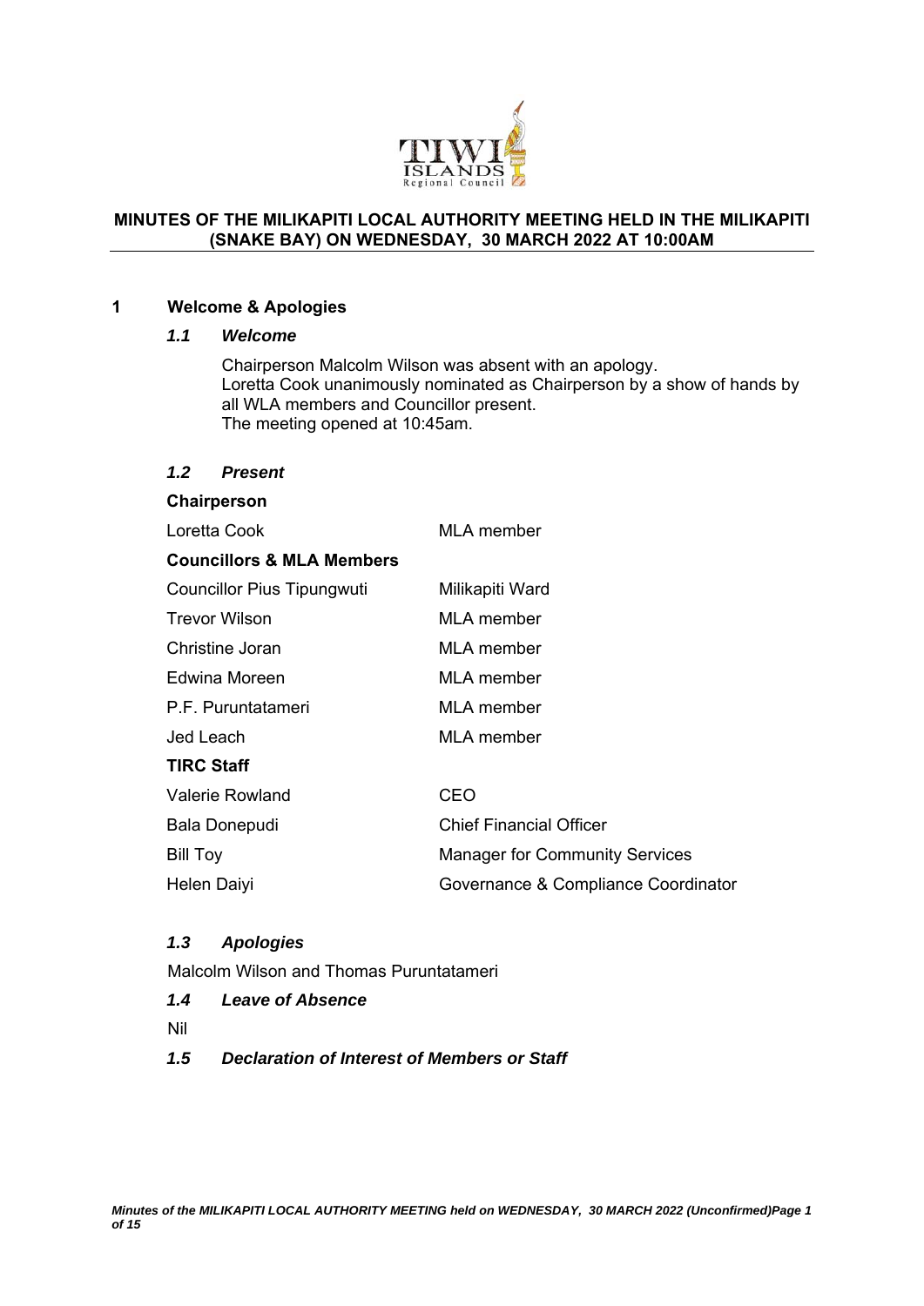**MINUTES OF THE MILIKAPITI LOCAL AUTHORITY MEETING HELD IN THE MILIKAPITI (SNAKE BAY) ON WEDNESDAY, 30 MARCH 2022 AT 10:00AM**

## 1 Welcome & Apologies

### *1.1 Welcome*

Chairperson Malcolm Wilson was absent with an apology.
Loretta Cook unanimously nominated as Chairperson by a show of hands by all WLA members and Councillor present.
The meeting opened at 10:45am.

### *1.2 Present*

**Chairperson**

| | |
|---|---|
| Loretta Cook | MLA member |

**Councillors & MLA Members**

| | |
|---|---|
| Councillor Pius Tipungwuti | Milikapiti Ward |
| Trevor Wilson | MLA member |
| Christine Joran | MLA member |
| Edwina Moreen | MLA member |
| P.F. Puruntatameri | MLA member |
| Jed Leach | MLA member |

**TIRC Staff**

| | |
|---|---|
| Valerie Rowland | CEO |
| Bala Donepudi | Chief Financial Officer |
| Bill Toy | Manager for Community Services |
| Helen Daiyi | Governance & Compliance Coordinator |

### *1.3 Apologies*

Malcolm Wilson and Thomas Puruntatameri

### *1.4 Leave of Absence*

Nil

### *1.5 Declaration of Interest of Members or Staff*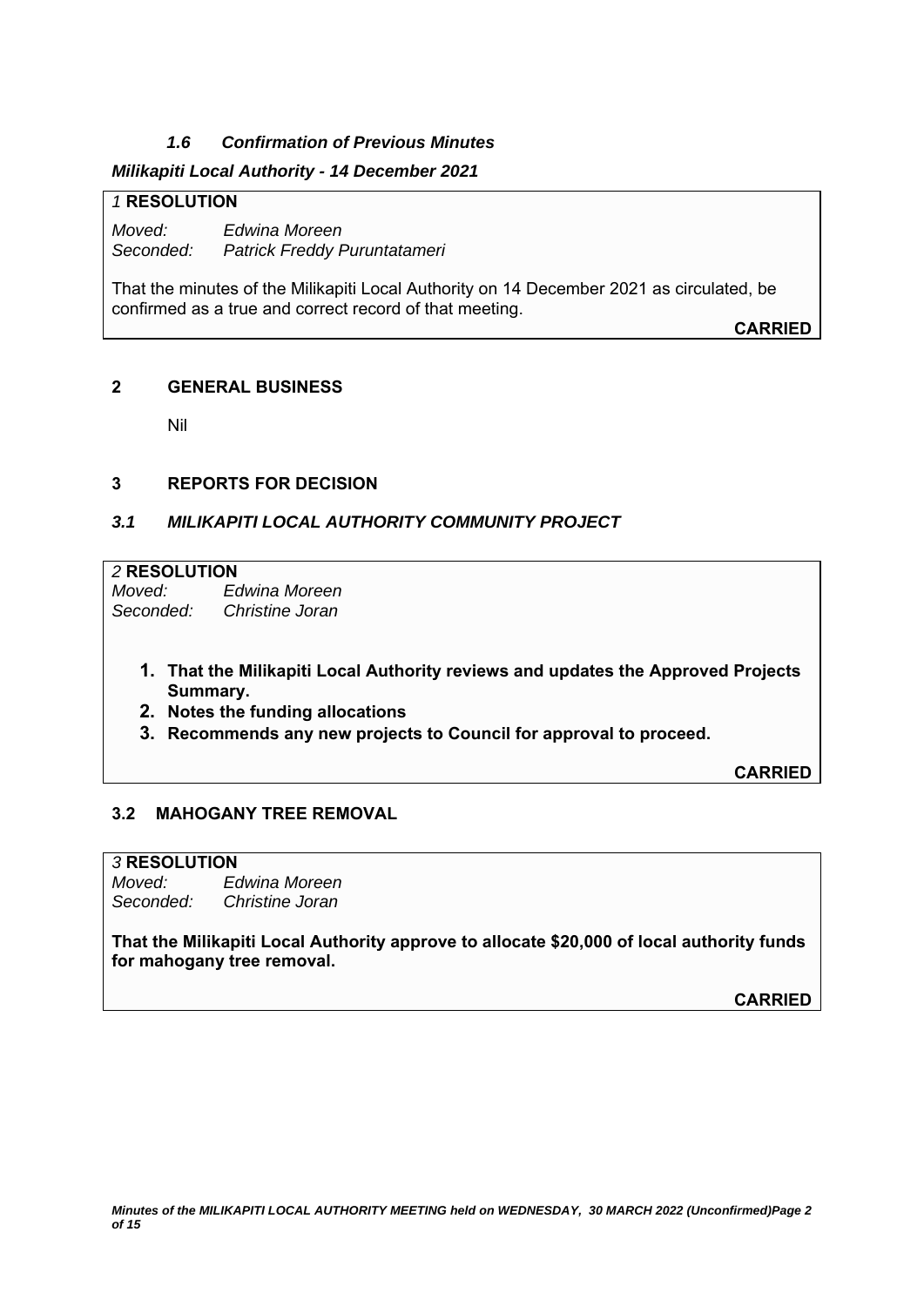### *1.6 Confirmation of Previous Minutes*

***Milikapiti Local Authority - 14 December 2021***

*1* **RESOLUTION**

*Moved:* *Edwina Moreen*
*Seconded:* *Patrick Freddy Puruntatameri*

That the minutes of the Milikapiti Local Authority on 14 December 2021 as circulated, be confirmed as a true and correct record of that meeting.

**CARRIED**

## 2 GENERAL BUSINESS

Nil

## 3 REPORTS FOR DECISION

### *3.1 MILIKAPITI LOCAL AUTHORITY COMMUNITY PROJECT*

*2* **RESOLUTION**

*Moved:* *Edwina Moreen*
*Seconded:* *Christine Joran*

1. **That the Milikapiti Local Authority reviews and updates the Approved Projects Summary.**
2. **Notes the funding allocations**
3. **Recommends any new projects to Council for approval to proceed.**

**CARRIED**

### 3.2 MAHOGANY TREE REMOVAL

*3* **RESOLUTION**

*Moved:* *Edwina Moreen*
*Seconded:* *Christine Joran*

**That the Milikapiti Local Authority approve to allocate $20,000 of local authority funds for mahogany tree removal.**

**CARRIED**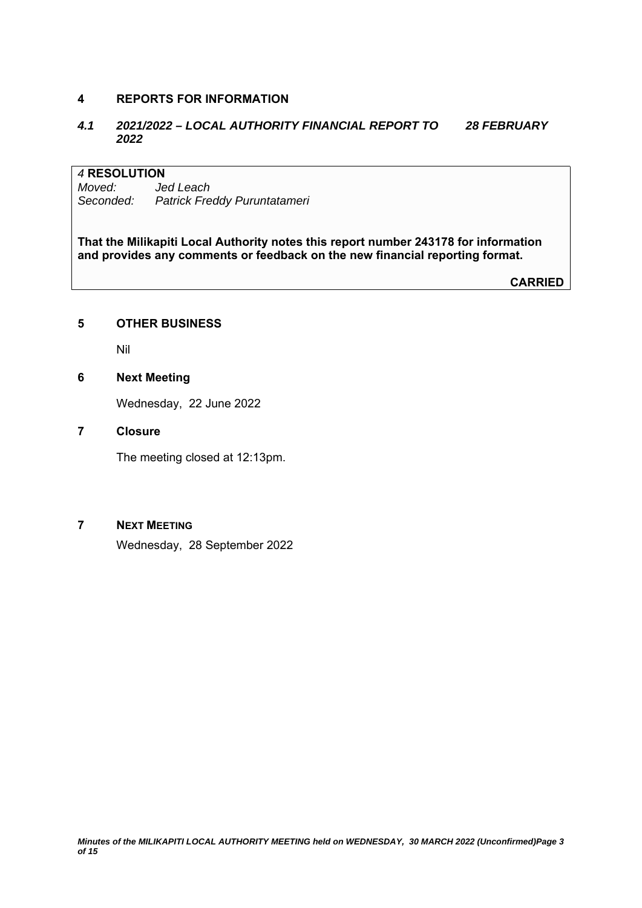## 4 REPORTS FOR INFORMATION

### *4.1 2021/2022 – LOCAL AUTHORITY FINANCIAL REPORT TO 28 FEBRUARY 2022*

*4* **RESOLUTION**
*Moved: Jed Leach*
*Seconded: Patrick Freddy Puruntatameri*

**That the Milikapiti Local Authority notes this report number 243178 for information and provides any comments or feedback on the new financial reporting format.**

**CARRIED**

## 5 OTHER BUSINESS

Nil

## 6 Next Meeting

Wednesday, 22 June 2022

## 7 Closure

The meeting closed at 12:13pm.

## 7 NEXT MEETING

Wednesday, 28 September 2022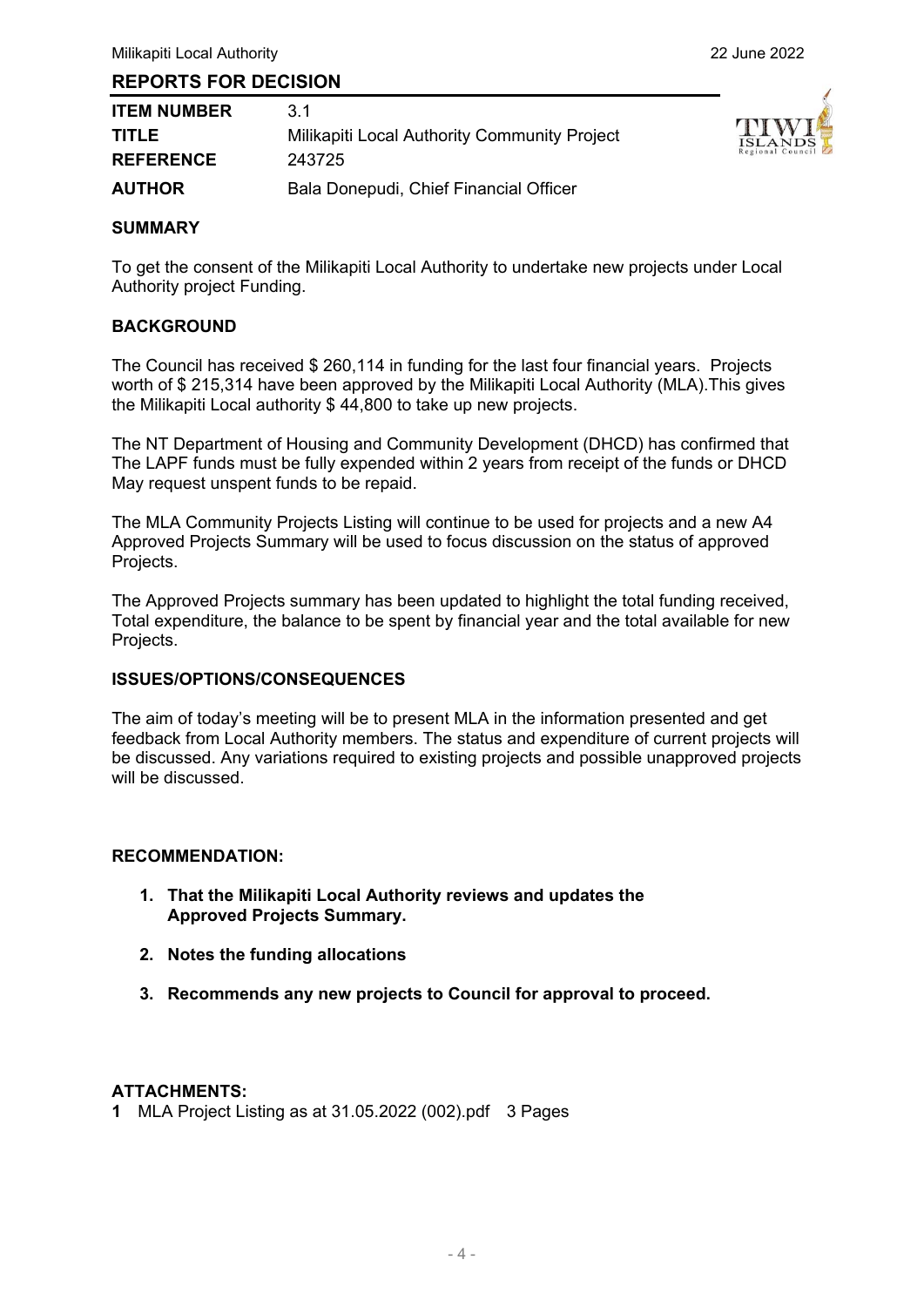## REPORTS FOR DECISION

| | |
|---|---|
| **ITEM NUMBER** | 3.1 |
| **TITLE** | Milikapiti Local Authority Community Project |
| **REFERENCE** | 243725 |
| **AUTHOR** | Bala Donepudi, Chief Financial Officer |

### SUMMARY

To get the consent of the Milikapiti Local Authority to undertake new projects under Local Authority project Funding.

### BACKGROUND

The Council has received $ 260,114 in funding for the last four financial years. Projects worth of $ 215,314 have been approved by the Milikapiti Local Authority (MLA).This gives the Milikapiti Local authority $ 44,800 to take up new projects.

The NT Department of Housing and Community Development (DHCD) has confirmed that The LAPF funds must be fully expended within 2 years from receipt of the funds or DHCD May request unspent funds to be repaid.

The MLA Community Projects Listing will continue to be used for projects and a new A4 Approved Projects Summary will be used to focus discussion on the status of approved Projects.

The Approved Projects summary has been updated to highlight the total funding received, Total expenditure, the balance to be spent by financial year and the total available for new Projects.

### ISSUES/OPTIONS/CONSEQUENCES

The aim of today's meeting will be to present MLA in the information presented and get feedback from Local Authority members. The status and expenditure of current projects will be discussed. Any variations required to existing projects and possible unapproved projects will be discussed.

### RECOMMENDATION:

1. **That the Milikapiti Local Authority reviews and updates the Approved Projects Summary.**
2. **Notes the funding allocations**
3. **Recommends any new projects to Council for approval to proceed.**

### ATTACHMENTS:

**1** MLA Project Listing as at 31.05.2022 (002).pdf 3 Pages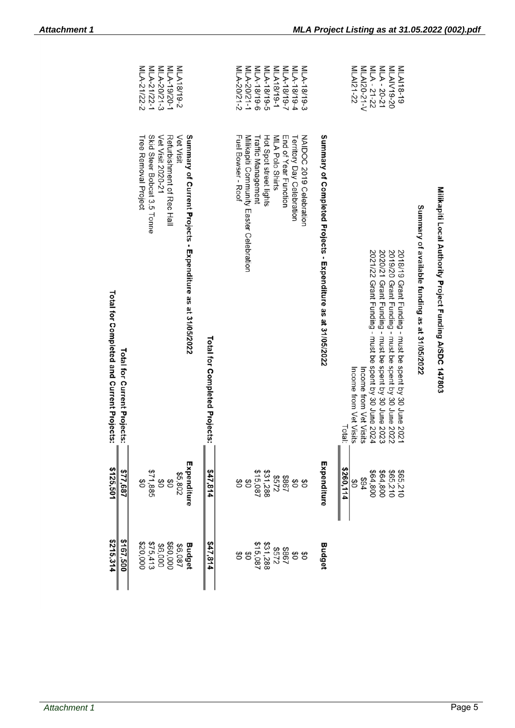# Milkapiti Local Authority Project Funding A/SDC 147803

## Summary of available funding as at 31/05/2022

| | | |
|---|---|---|
| MLAI18-19 | 2018/19 Grant Funding - must be spent by 30 June 2021 | $65,210 |
| MLAIV19-20 | 2019/20 Grant Funding - must be spent by 30 June 2022 | $65,210 |
| MLA - 20-21 | 2020/21 Grant Funding - must be spent by 30 June 2023 | $64,800 |
| MLA - 21-22 | 2021/22 Grant Funding - must be spent by 30 June 2024 | $64,800 |
| MLAI20-21-V | Income from Vet Visits | $94 |
| MLAI21-22 | Income from Vet Visits | $0 |
| | Total: | **$260,114** |

## Summary of Completed Projects - Expenditure as at 31/05/2022

| | | Expenditure | Budget |
|---|---|---|---|
| MLA-18/19-3 | NAIDOC 2019 Celebration | $0 | $0 |
| MLA-18/19-4 | Territory Day Celebration | $0 | $0 |
| MLA-18/19-7 | End of Year Function | $867 | $867 |
| MLA18/19-1 | MLA Polo Shirts | $572 | $572 |
| MLA-18/19-5 | Hot Spot street lights | $31,288 | $31,288 |
| MLA-18/19-6 | Traffic Management | $15,087 | $15,087 |
| MLA-20/21-1 | Milkapiti Community Easter Celebration | $0 | $0 |
| MLA-20/21-2 | Fuel Bowser - Roof | $0 | $0 |
| | **Total for Completed Projects:** | **$47,814** | **$47,814** |

## Summary of Current Projects - Expenditure as at 31/05/2022

| | | Expenditure | Budget |
|---|---|---|---|
| MLA18/19-2 | Vet Visit | $5,802 | $6,087 |
| MLA-19/20-1 | Refurbishment of Rec Hall | $0 | $60,000 |
| MLA-20/21-3 | Vet Visit 2020-21 | $0 | $6,000 |
| MLA-21/22-1 | Skid Steer Bobcat 3.5 Tonne | $71,885 | $75,413 |
| MLA-21/22-2 | Tree Removal Project | $0 | $20,000 |
| | **Total for Current Projects:** | **$77,687** | **$167,500** |
| | **Total for Completed and Current Projects:** | **$125,501** | **$215,314** |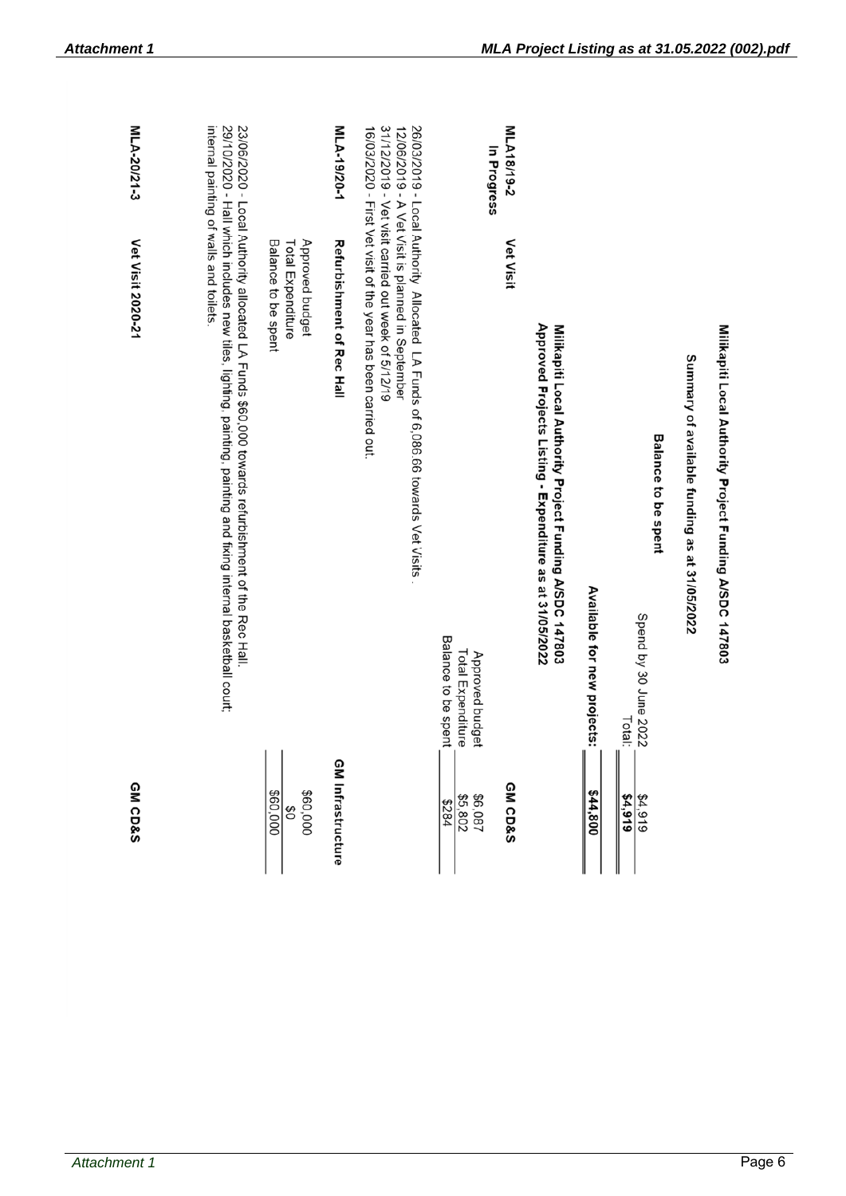# Miikapiti Local Authority Project Funding A/SDC 147803

## Summary of available funding as at 31/05/2022

| Balance to be spent | | |
|---|---|---|
| | Spend by 30 June 2022 | $4,919 |
| | Total: | **$4,919** |
| | **Available for new projects:** | **$44,800** |

## Miikapiti Local Authority Project Funding A/SDC 147803
## Approved Projects Listing - Expenditure as at 31/05/2022

**MLA18/19-2** **Vet Visit** **GM CD&S**
**In Progress**

26/03/2019 - Local Authority Allocated LA Funds of 6,086.66 towards Vet Visits.
12/06/2019 - A Vet Visit is planned in September
31/12/2019 - Vet visit carried out week of 5/12/19
16/03/2020 - First Vet visit of the year has been carried out.

| | |
|---|---|
| Approved budget | $6,087 |
| Total Expenditure | $5,802 |
| Balance to be spent | $284 |

**MLA-19/20-1** **Refurbishment of Rec Hall** **GM Infrastructure**

| | |
|---|---|
| Approved budget | $60,000 |
| Total Expenditure | $0 |
| Balance to be spent | $60,000 |

23/06/2020 - Local Authority allocated LA Funds $60,000 towards refurbishment of the Rec Hall.
29/10/2020 - Hall which includes new tiles, lighting, painting, painting and fixing internal basketball court; internal painting of walls and toilets.

**MLA-20/21-3** **Vet Visit 2020-21** **GM CD&S**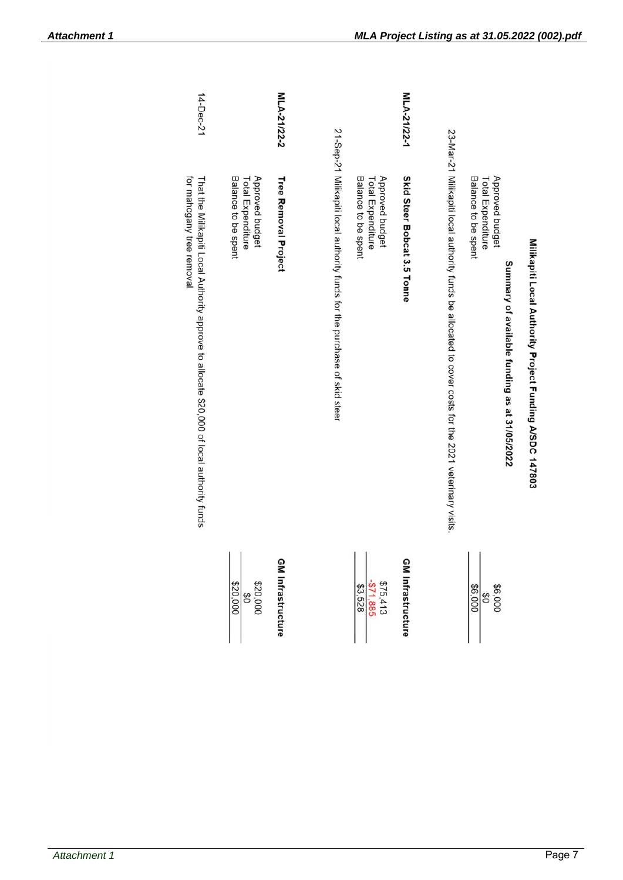# Miilkapiti Local Authority Project Funding A/SDC 147803

## Summary of available funding as at 31/05/2022

| | | |
|---|---|---|
| Approved budget | | $6,000 |
| Total Expenditure | | $0 |
| Balance to be spent | | $6,000 |

23-Mar-21 Miilkapiti local authority funds be allocated to cover costs for the 2021 veterinary visits.

| **MLA-21/22-1** | **Skid Steer Bobcat 3.5 Tonne** | **GM Infrastructure** |
|---|---|---|
| | Approved budget | $75,413 |
| | Total Expenditure | -$71,885 |
| | Balance to be spent | $3,528 |

21-Sep-21 Miilkapiti local authority funds for the purchase of skid steer

| **MLA-21/22-2** | **Tree Removal Project** | **GM Infrastructure** |
|---|---|---|
| | Approved budget | $20,000 |
| | Total Expenditure | $0 |
| | Balance to be spent | $20,000 |

14-Dec-21 That the Miilkapiti Local Authority approve to allocate $20,000 of local authority funds for mahogany tree removal.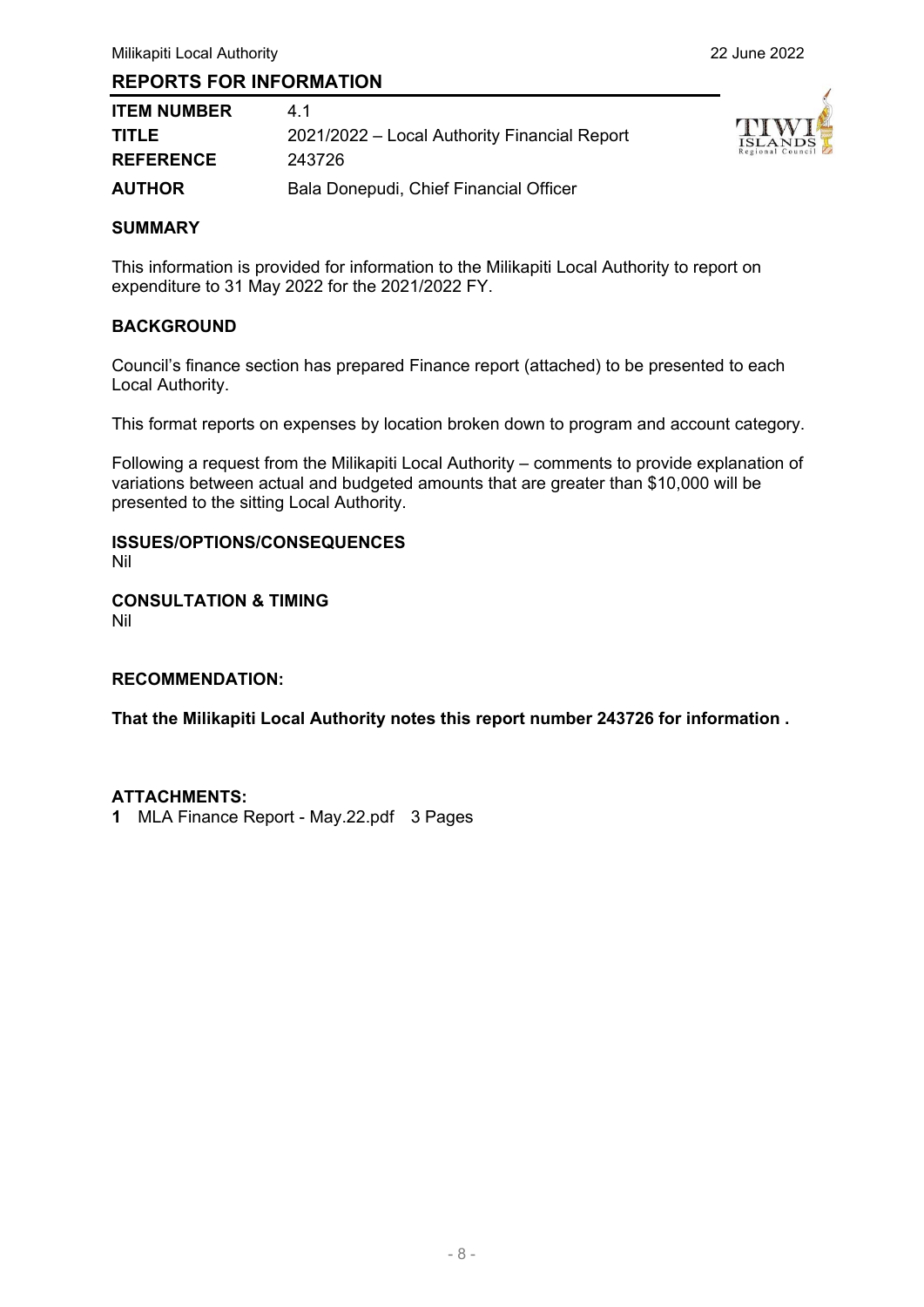## REPORTS FOR INFORMATION

| | |
|---|---|
| **ITEM NUMBER** | 4.1 |
| **TITLE** | 2021/2022 – Local Authority Financial Report |
| **REFERENCE** | 243726 |
| **AUTHOR** | Bala Donepudi, Chief Financial Officer |

### SUMMARY

This information is provided for information to the Milikapiti Local Authority to report on expenditure to 31 May 2022 for the 2021/2022 FY.

### BACKGROUND

Council's finance section has prepared Finance report (attached) to be presented to each Local Authority.

This format reports on expenses by location broken down to program and account category.

Following a request from the Milikapiti Local Authority – comments to provide explanation of variations between actual and budgeted amounts that are greater than $10,000 will be presented to the sitting Local Authority.

### ISSUES/OPTIONS/CONSEQUENCES

Nil

### CONSULTATION & TIMING

Nil

### RECOMMENDATION:

**That the Milikapiti Local Authority notes this report number 243726 for information .**

### ATTACHMENTS:

**1** MLA Finance Report - May.22.pdf 3 Pages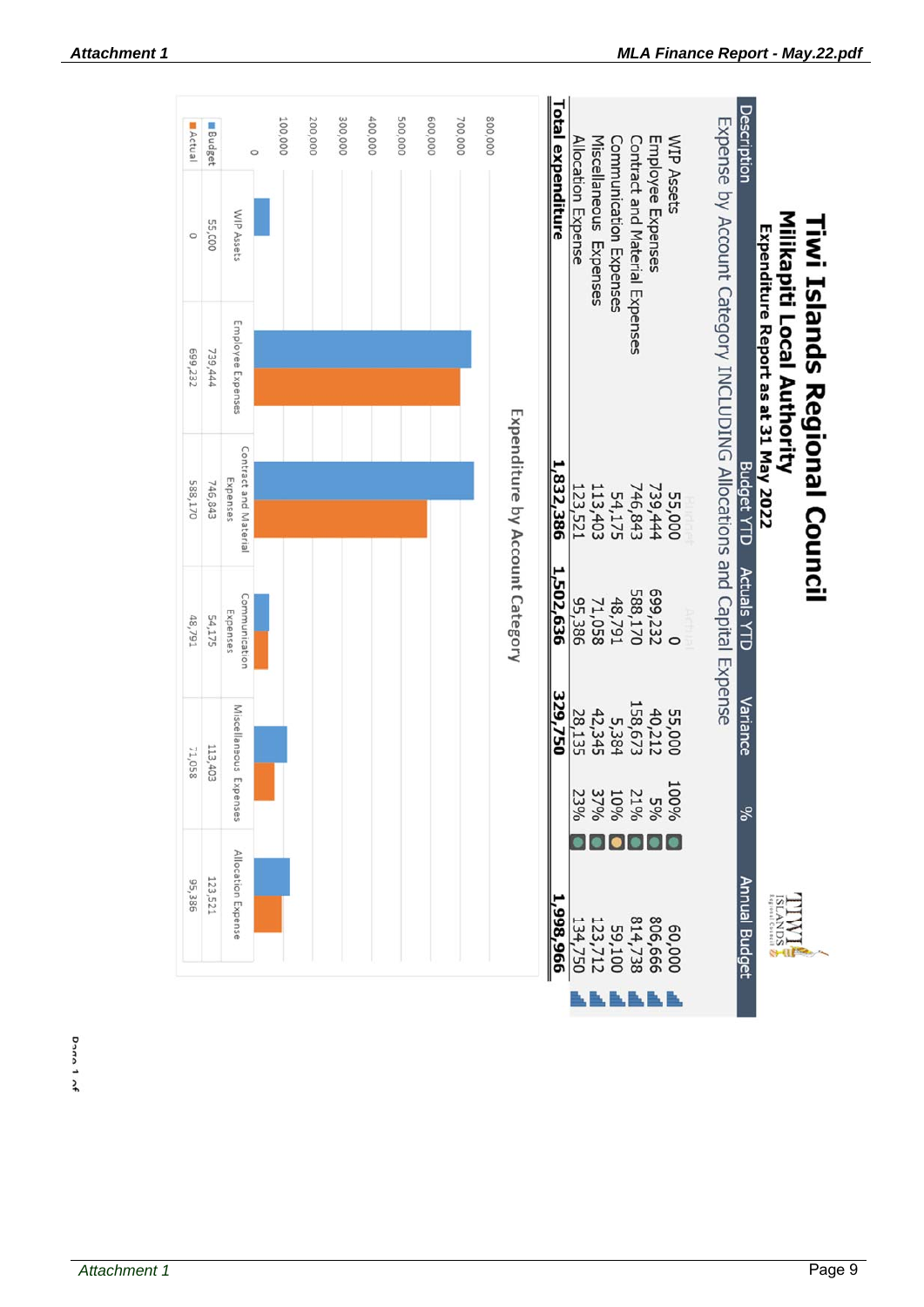# Tiwi Islands Regional Council

## Milikapiti Local Authority

### Expenditure Report as at 31 May 2022

| Description | Budget YTD | Actuals YTD | Variance | % | | Annual Budget |
|---|---|---|---|---|---|---|
| **Expense by Account Category INCLUDING Allocations and Capital Expense** | | | | | | |
| WIP Assets | 55,000 | 0 | 55,000 | 100% | | 60,000 |
| Employee Expenses | 739,444 | 699,232 | 40,212 | 5% | | 806,666 |
| Contract and Material Expenses | 746,843 | 588,170 | 158,673 | 21% | | 814,738 |
| Communication Expenses | 54,175 | 48,791 | 5,384 | 10% | | 59,100 |
| Miscellaneous Expenses | 113,403 | 71,058 | 42,345 | 37% | | 123,712 |
| Allocation Expense | 123,521 | 95,386 | 28,135 | 23% | | 134,750 |
| **Total expenditure** | **1,832,386** | **1,502,636** | **329,750** | | | **1,998,966** |

### Expenditure by Account Category

| | WIP Assets | Employee Expenses | Contract and Material Expenses | Communication Expenses | Miscellaneous Expenses | Allocation Expense |
|---|---|---|---|---|---|---|
| Budget | 55,000 | 739,444 | 746,843 | 54,175 | 113,403 | 123,521 |
| Actual | 0 | 699,232 | 588,170 | 48,791 | 71,058 | 95,386 |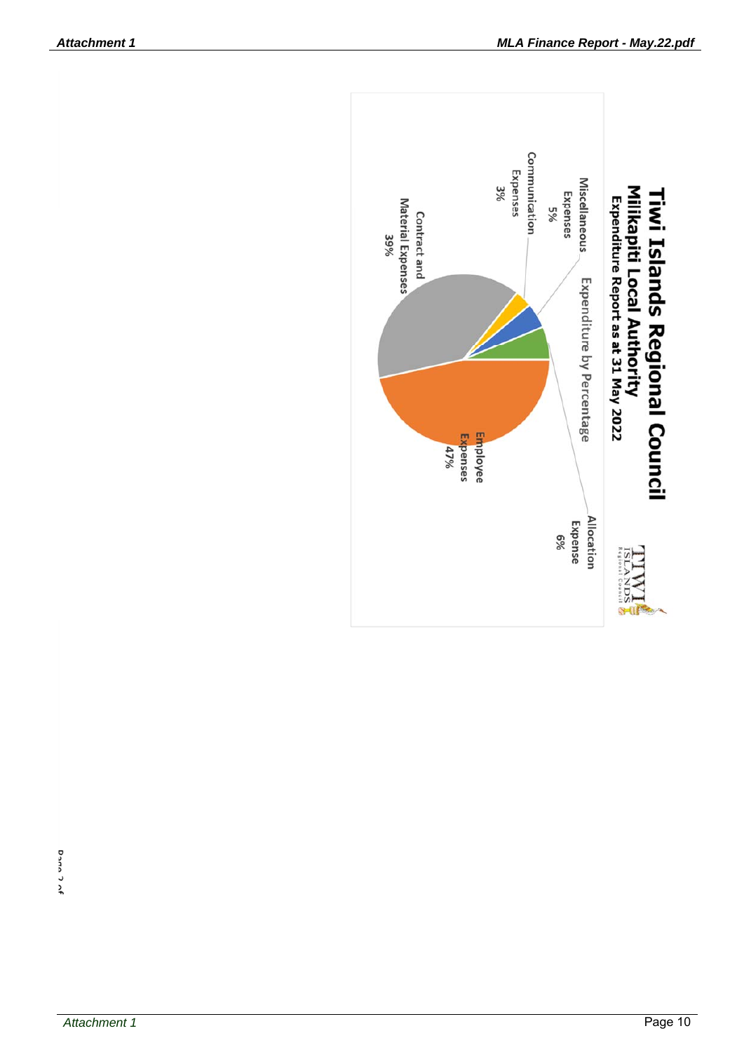# Tiwi Islands Regional Council

## Milikapiti Local Authority

### Expenditure Report as at 31 May 2022

Expenditure by Percentage

- Miscellaneous Expenses 5%
- Communication Expenses 3%
- Contract and Material Expenses 39%
- Employee Expenses 47%
- Allocation Expense 6%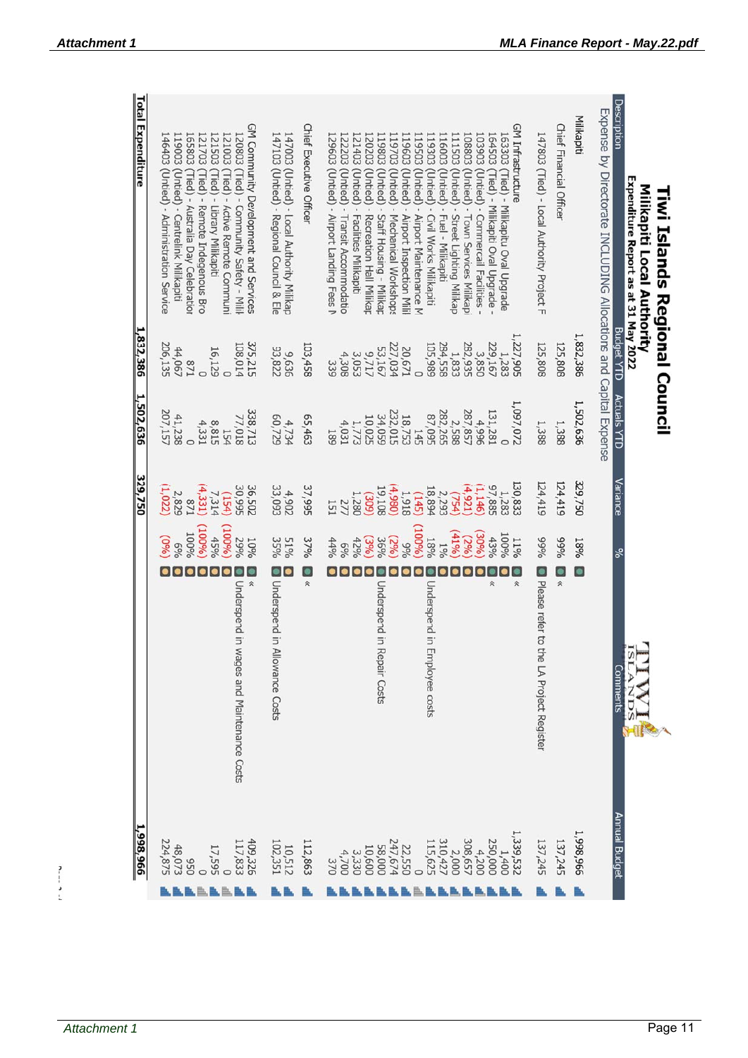# Tiwi Islands Regional Council

## Milikapiti Local Authority

### Expenditure Report as at 31 May 2022

Expense by Directorate INCLUDING Allocations and Capital Expense

| Description | Budget YTD | Actuals YTD | Variance | % | Comments | Annual Budget |
|---|---|---|---|---|---|---|
| **Milikapiti** | 1,832,386 | 1,502,636 | 329,750 | 18% | | 1,998,966 |
| Chief Financial Officer | 125,808 | 1,388 | 124,419 | 99% | « | 137,245 |
| 147803 (Tied) - Local Authority Project F | 125,808 | 1,388 | 124,419 | 99% | Please refer to the LA Project Register | 137,245 |
| GM Infrastructure | 1,227,905 | 1,097,072 | 130,833 | 11% | « | 1,339,532 |
| 163303 (Tied) - Milikapitu Oval Upgrade | 1,283 | 0 | 1,283 | 100% | | 1,400 |
| 164503 (Tied) - Milikapiti Oval Upgrade - | 229,167 | 131,281 | 97,885 | 43% | « | 250,000 |
| 103903 (Untied) - Commercial Facilities - | 3,850 | 4,996 | (1,146) | (30%) | | 4,200 |
| 108803 (Untied) - Town Services Milikapi | 282,935 | 287,857 | (4,921) | (2%) | | 308,657 |
| 111503 (Untied) - Street Lighting Milikap | 1,833 | 2,588 | (754) | (41%) | | 2,000 |
| 116003 (Untied) - Fuel - Milikapiti | 284,558 | 282,265 | 2,293 | 1% | | 310,427 |
| 119303 (Untied) - Civil Works Milikapiti | 105,989 | 87,095 | 18,894 | 18% | Underspend in Employee costs | 115,625 |
| 119503 (Untied) - Airport Maintenance M | 0 | 145 | (145) | (100%) | | 0 |
| 119603 (Untied) - Airport Inspection Mili | 20,671 | 18,753 | 1,918 | 9% | | 22,550 |
| 119703 (Untied) - Mechanical Workshops | 227,034 | 232,015 | (4,980) | (2%) | | 247,674 |
| 119803 (Untied) - Staff Housing - Milikap | 53,167 | 34,059 | 19,108 | 36% | Underspend in Repair Costs | 58,000 |
| 120203 (Untied) - Recreation Hall Milikap | 9,717 | 10,025 | (309) | (3%) | | 10,600 |
| 121403 (Untied) - Facilities Milikapiti | 3,053 | 1,773 | 1,280 | 42% | | 3,330 |
| 122203 (Untied) - Transit Accommodatio | 4,308 | 4,031 | 277 | 6% | | 4,700 |
| 129603 (Untied) - Airport Landing Fees M | 339 | 189 | 151 | 44% | | 370 |
| Chief Executive Officer | 103,458 | 65,463 | 37,995 | 37% | « | 112,863 |
| 147003 (Untied) - Local Authority Milikap | 9,636 | 4,734 | 4,902 | 51% | | 10,512 |
| 147103 (Untied) - Regional Council & Ele | 93,822 | 60,729 | 33,093 | 35% | Underspend in Allowance Costs | 102,351 |
| GM Community Development and Services | 375,215 | 338,713 | 36,502 | 10% | « | 409,326 |
| 120803 (Tied) - Community Safety - Milik | 108,014 | 77,018 | 30,995 | 29% | Underspend in wages and Maintenance Costs | 117,833 |
| 121003 (Tied) - Active Remote Communi | 0 | 154 | (154) | (100%) | | 0 |
| 121503 (Tied) - Library Milikapiti | 16,129 | 8,815 | 7,314 | 45% | | 17,595 |
| 121703 (Tied) - Remote Indegenous Bro | 0 | 4,331 | (4,331) | (100%) | | 0 |
| 165803 (Tied) - Australia Day Celebratior | 871 | 0 | 871 | 100% | | 950 |
| 119003 (Untied) - Centrelink Milikapiti | 44,067 | 41,238 | 2,829 | 6% | | 48,073 |
| 146403 (Untied) - Administration Service | 206,135 | 207,157 | (1,022) | (0%) | | 224,875 |
| **Total Expenditure** | **1,832,386** | **1,502,636** | **329,750** | | | **1,998,966** |